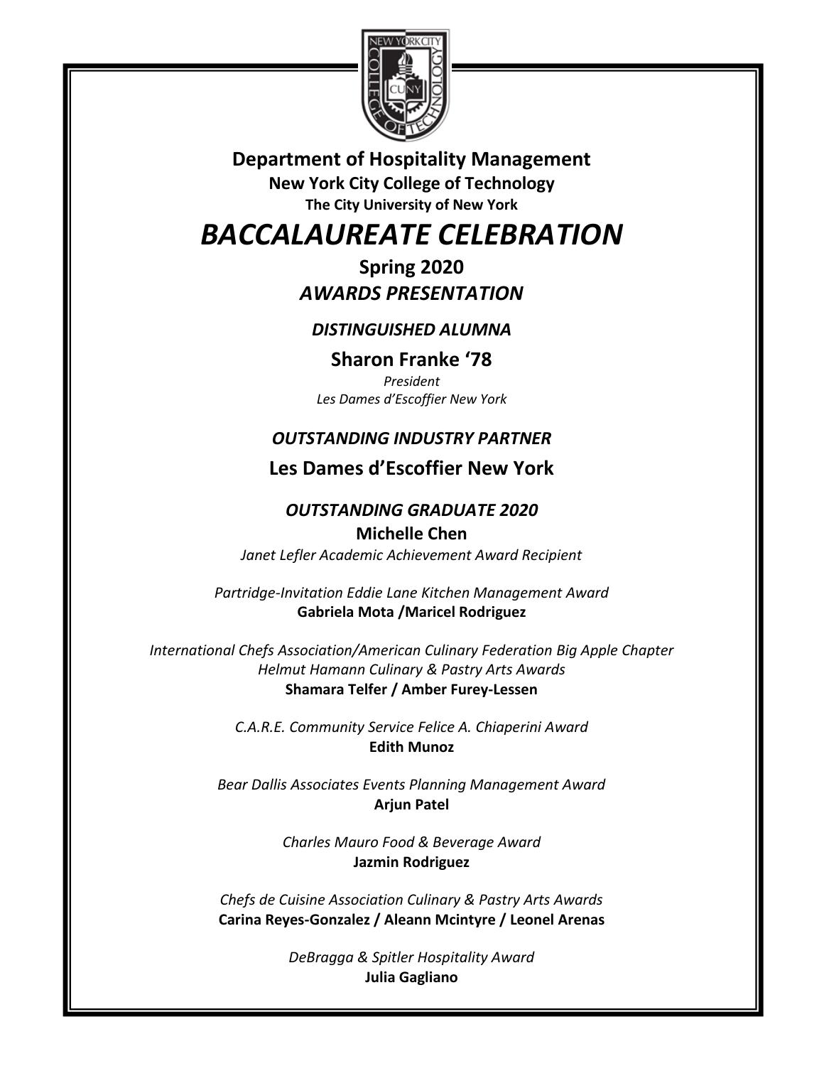**Department of Hospitality Management**

**New York City College of Technology**

**The City University of New York**

# *BACCALAUREATE CELEBRATION*

## Spring 2020

## *AWARDS PRESENTATION*

### *DISTINGUISHED ALUMNA*

**Sharon Franke '78**

*President*

*Les Dames d'Escoffier New York*

### *OUTSTANDING INDUSTRY PARTNER*

**Les Dames d'Escoffier New York**

### *OUTSTANDING GRADUATE 2020*

**Michelle Chen**

*Janet Lefler Academic Achievement Award Recipient*

*Partridge-Invitation Eddie Lane Kitchen Management Award*

**Gabriela Mota /Maricel Rodriguez**

*International Chefs Association/American Culinary Federation Big Apple Chapter*

*Helmut Hamann Culinary & Pastry Arts Awards*

**Shamara Telfer / Amber Furey-Lessen**

*C.A.R.E. Community Service Felice A. Chiaperini Award*

**Edith Munoz**

*Bear Dallis Associates Events Planning Management Award*

**Arjun Patel**

*Charles Mauro Food & Beverage Award*

**Jazmin Rodriguez**

*Chefs de Cuisine Association Culinary & Pastry Arts Awards*

**Carina Reyes-Gonzalez / Aleann Mcintyre / Leonel Arenas**

*DeBragga & Spitler Hospitality Award*

**Julia Gagliano**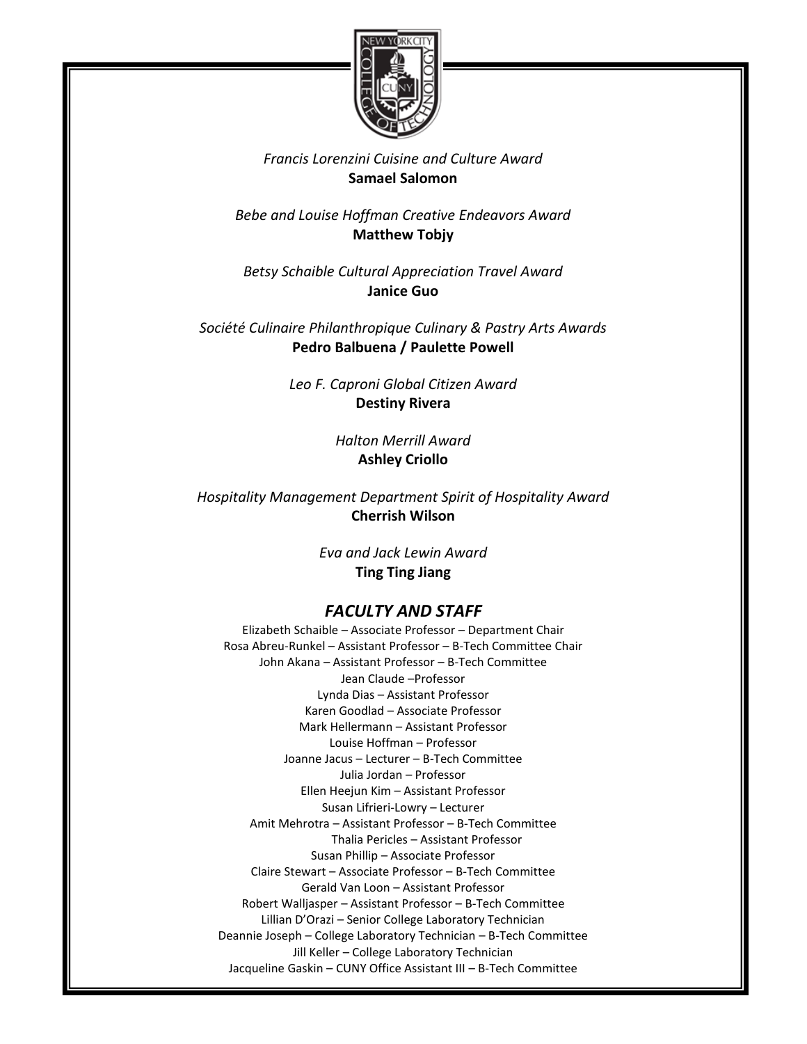*Francis Lorenzini Cuisine and Culture Award*
**Samael Salomon**

*Bebe and Louise Hoffman Creative Endeavors Award*
**Matthew Tobjy**

*Betsy Schaible Cultural Appreciation Travel Award*
**Janice Guo**

*Société Culinaire Philanthropique Culinary & Pastry Arts Awards*
**Pedro Balbuena / Paulette Powell**

*Leo F. Caproni Global Citizen Award*
**Destiny Rivera**

*Halton Merrill Award*
**Ashley Criollo**

*Hospitality Management Department Spirit of Hospitality Award*
**Cherrish Wilson**

*Eva and Jack Lewin Award*
**Ting Ting Jiang**

## *FACULTY AND STAFF*

Elizabeth Schaible – Associate Professor – Department Chair
Rosa Abreu-Runkel – Assistant Professor – B-Tech Committee Chair
John Akana – Assistant Professor – B-Tech Committee
Jean Claude –Professor
Lynda Dias – Assistant Professor
Karen Goodlad – Associate Professor
Mark Hellermann – Assistant Professor
Louise Hoffman – Professor
Joanne Jacus – Lecturer – B-Tech Committee
Julia Jordan – Professor
Ellen Heejun Kim – Assistant Professor
Susan Lifrieri-Lowry – Lecturer
Amit Mehrotra – Assistant Professor – B-Tech Committee
Thalia Pericles – Assistant Professor
Susan Phillip – Associate Professor
Claire Stewart – Associate Professor – B-Tech Committee
Gerald Van Loon – Assistant Professor
Robert Walljasper – Assistant Professor – B-Tech Committee
Lillian D'Orazi – Senior College Laboratory Technician
Deannie Joseph – College Laboratory Technician – B-Tech Committee
Jill Keller – College Laboratory Technician
Jacqueline Gaskin – CUNY Office Assistant III – B-Tech Committee